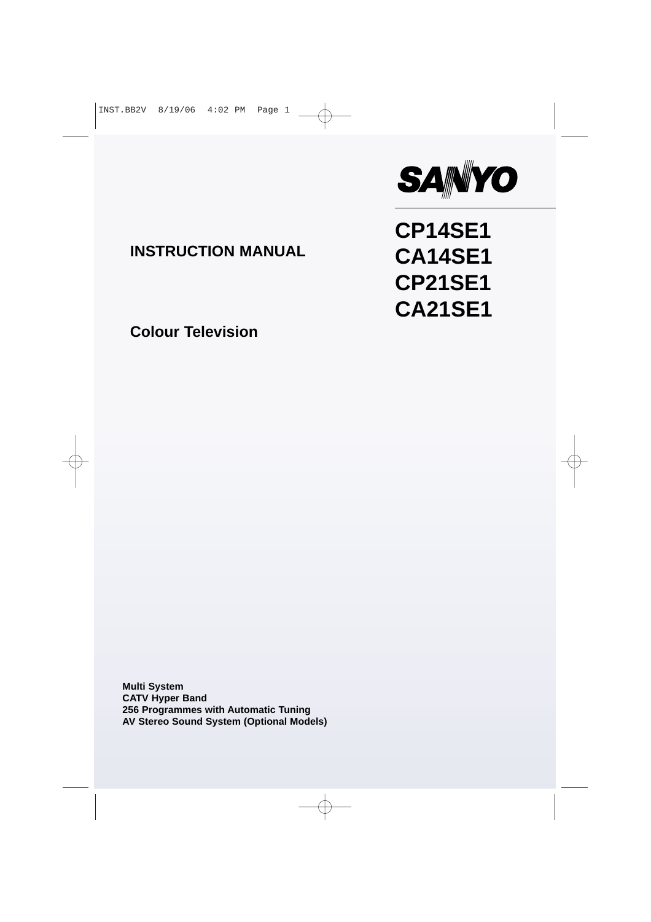SANYO

# CP14SE1
# CA14SE1
# CP21SE1
# CA21SE1

## INSTRUCTION MANUAL

## Colour Television

**Multi System**
**CATV Hyper Band**
**256 Programmes with Automatic Tuning**
**AV Stereo Sound System (Optional Models)**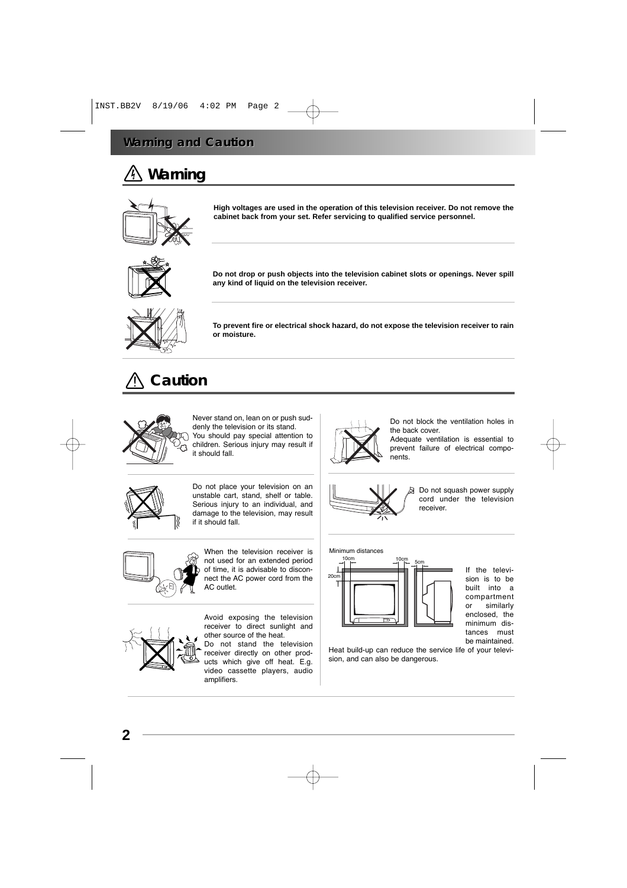# Warning and Caution

## Warning

**High voltages are used in the operation of this television receiver. Do not remove the cabinet back from your set. Refer servicing to qualified service personnel.**

**Do not drop or push objects into the television cabinet slots or openings. Never spill any kind of liquid on the television receiver.**

**To prevent fire or electrical shock hazard, do not expose the television receiver to rain or moisture.**

## Caution

Never stand on, lean on or push suddenly the television or its stand. You should pay special attention to children. Serious injury may result if it should fall.

Do not place your television on an unstable cart, stand, shelf or table. Serious injury to an individual, and damage to the television, may result if it should fall.

When the television receiver is not used for an extended period of time, it is advisable to disconnect the AC power cord from the AC outlet.

Avoid exposing the television receiver to direct sunlight and other source of the heat. Do not stand the television receiver directly on other products which give off heat. E.g. video cassette players, audio amplifiers.

Do not block the ventilation holes in the back cover. Adequate ventilation is essential to prevent failure of electrical components.

Do not squash power supply cord under the television receiver.

Minimum distances

10cm 10cm 5cm 20cm

If the television is to be built into a compartment or similarly enclosed, the minimum distances must be maintained.

Heat build-up can reduce the service life of your television, and can also be dangerous.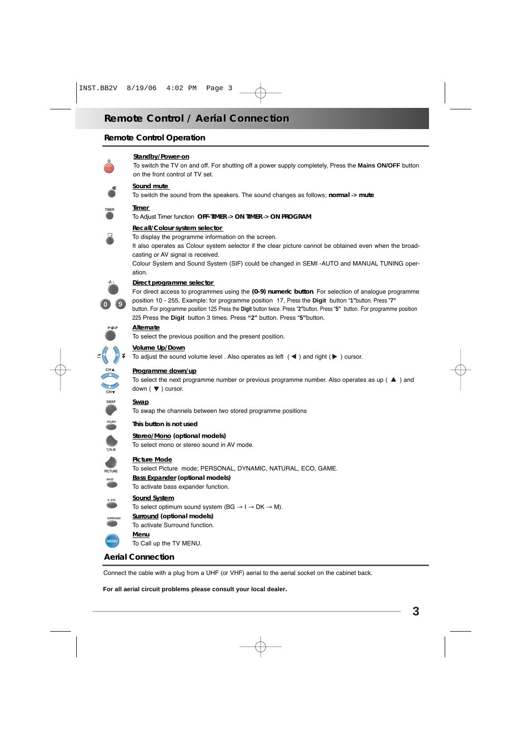# Remote Control / Aerial Connection

## Remote Control Operation

**Standby/Power-on**
To switch the TV on and off. For shutting off a power supply completely, Press the **Mains ON/OFF** button on the front control of TV set.

**Sound mute**
To switch the sound from the speakers. The sound changes as follows; **normal -> mute**

**Timer**
To Adjust Timer function **OFF-TIMER -> ON TIMER -> ON PROGRAM**

**Recall/Colour system selector**
To display the programme information on the screen.
It also operates as Colour system selector if the clear picture cannot be obtained even when the broadcasting or AV signal is received.
Colour System and Sound System (SIF) could be changed in SEMI -AUTO and MANUAL TUNING operation.

**Direct programme selector**
For direct access to programmes using the **(0-9) numeric button**. For selection of analogue programme position 10 - 255, Example: for programme position 17, Press the **Digit** button "**1**"button. Press "**7**" button. For programme position 125 Press the **Digit** button twice. Press "**2**"button. Press "**5**" button. For programme position 225 Press the **Digit** button 3 times. Press **"2"** button. Press "**5**"button.

**Alternate**
To select the previous position and the present position.

**Volume Up/Down**
To adjust the sound volume level . Also operates as left ( ◀ ) and right ( ▶ ) cursor.

**Programme down/up**
To select the next programme number or previous programme number. Also operates as up ( ▲ ) and down ( ▼ ) cursor.

**Swap**
To swap the channels between two stored programme positions

**This button is not used**

**Stereo/Mono (optional models)**
To select mono or stereo sound in AV mode.

**Picture Mode**
To select Picture mode; PERSONAL, DYNAMIC, NATURAL, ECO, GAME.

**Bass Expander (optional models)**
To activate bass expander function.

**Sound System**
To select optimum sound system (BG → I → DK → M).

**Surround (optional models)**
To activate Surround function.

**Menu**
To Call up the TV MENU.

## Aerial Connection

Connect the cable with a plug from a UHF (or VHF) aerial to the aerial socket on the cabinet back.

**For all aerial circuit problems please consult your local dealer.**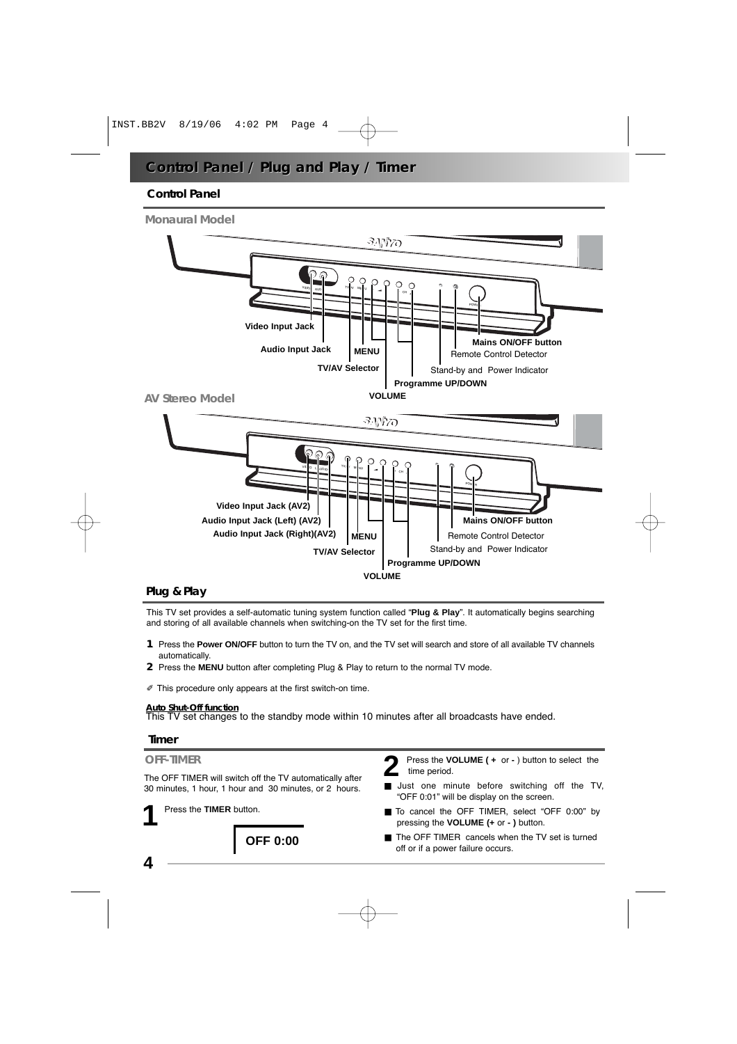# Control Panel / Plug and Play / Timer

## Control Panel

### Monaural Model

Video Input Jack

Audio Input Jack

MENU

TV/AV Selector

VOLUME

Programme UP/DOWN

Stand-by and Power Indicator

Remote Control Detector

Mains ON/OFF button

### AV Stereo Model

Video Input Jack (AV2)

Audio Input Jack (Left) (AV2)

Audio Input Jack (Right)(AV2)

MENU

TV/AV Selector

VOLUME

Programme UP/DOWN

Stand-by and Power Indicator

Remote Control Detector

Mains ON/OFF button

## Plug & Play

This TV set provides a self-automatic tuning system function called "**Plug & Play**". It automatically begins searching and storing of all available channels when switching-on the TV set for the first time.

1. Press the **Power ON/OFF** button to turn the TV on, and the TV set will search and store of all available TV channels automatically.
2. Press the **MENU** button after completing Plug & Play to return to the normal TV mode.

✐ This procedure only appears at the first switch-on time.

**Auto Shut-Off function**

This TV set changes to the standby mode within 10 minutes after all broadcasts have ended.

## Timer

### OFF-TIMER

The OFF TIMER will switch off the TV automatically after 30 minutes, 1 hour, 1 hour and 30 minutes, or 2 hours.

**1** Press the **TIMER** button.

**OFF 0:00**

**2** Press the **VOLUME ( +** or **-** ) button to select the time period.

- Just one minute before switching off the TV, "OFF 0:01" will be display on the screen.
- To cancel the OFF TIMER, select "OFF 0:00" by pressing the **VOLUME (+** or **- )** button.
- The OFF TIMER cancels when the TV set is turned off or if a power failure occurs.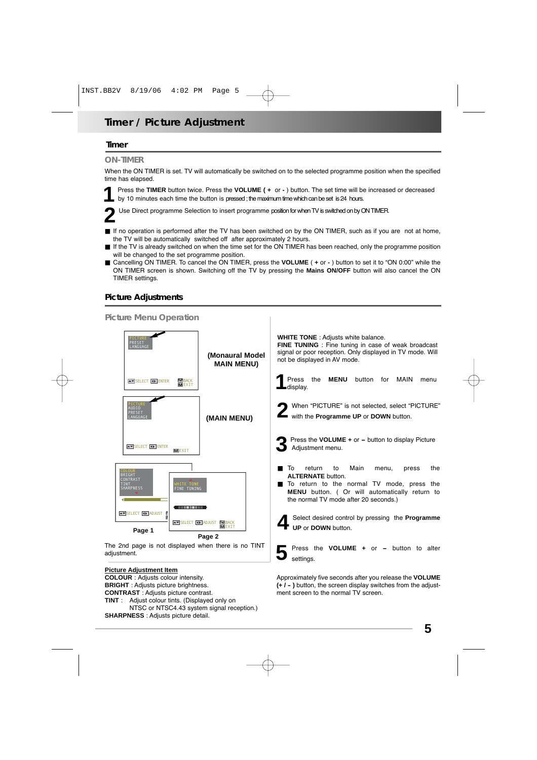# Timer / Picture Adjustment

## Timer

### ON-TIMER

When the ON TIMER is set. TV will automatically be switched on to the selected programme position when the specified time has elapsed.

1. Press the **TIMER** button twice. Press the **VOLUME ( +** or **-** ) button. The set time will be increased or decreased by 10 minutes each time the button is pressed ; the maximum time which can be set is 24 hours.
2. Use Direct programme Selection to insert programme position for when TV is switched on by ON TIMER.

- If no operation is performed after the TV has been switched on by the ON TIMER, such as if you are not at home, the TV will be automatically switched off after approximately 2 hours.
- If the TV is already switched on when the time set for the ON TIMER has been reached, only the programme position will be changed to the set programme position.
- Cancelling ON TIMER. To cancel the ON TIMER, press the **VOLUME** ( **+** or **-** ) button to set it to "ON 0:00" while the ON TIMER screen is shown. Switching off the TV by pressing the **Mains ON/OFF** button will also cancel the ON TIMER settings.

## Picture Adjustments

### Picture Menu Operation

**(Monaural Model MAIN MENU)**

**(MAIN MENU)**

**Page 1** **Page 2**

The 2nd page is not displayed when there is no TINT adjustment.

**Picture Adjustment Item**

**COLOUR** : Adjusts colour intensity.
**BRIGHT** : Adjusts picture brightness.
**CONTRAST** : Adjusts picture contrast.
**TINT** : Adjust colour tints. (Displayed only on NTSC or NTSC4.43 system signal reception.)
**SHARPNESS** : Adjusts picture detail.
**WHITE TONE** : Adjusts white balance.
**FINE TUNING** : Fine tuning in case of weak broadcast signal or poor reception. Only displayed in TV mode. Will not be displayed in AV mode.

1. Press the **MENU** button for MAIN menu display.
2. When "PICTURE" is not selected, select "PICTURE" with the **Programme UP** or **DOWN** button.
3. Press the **VOLUME +** or **–** button to display Picture Adjustment menu.

- To return to Main menu, press the **ALTERNATE** button.
- To return to the normal TV mode, press the **MENU** button. ( Or will automatically return to the normal TV mode after 20 seconds.)

4. Select desired control by pressing the **Programme UP** or **DOWN** button.
5. Press the **VOLUME +** or **–** button to alter settings.

Approximately five seconds after you release the **VOLUME (+ / – )** button, the screen display switches from the adjustment screen to the normal TV screen.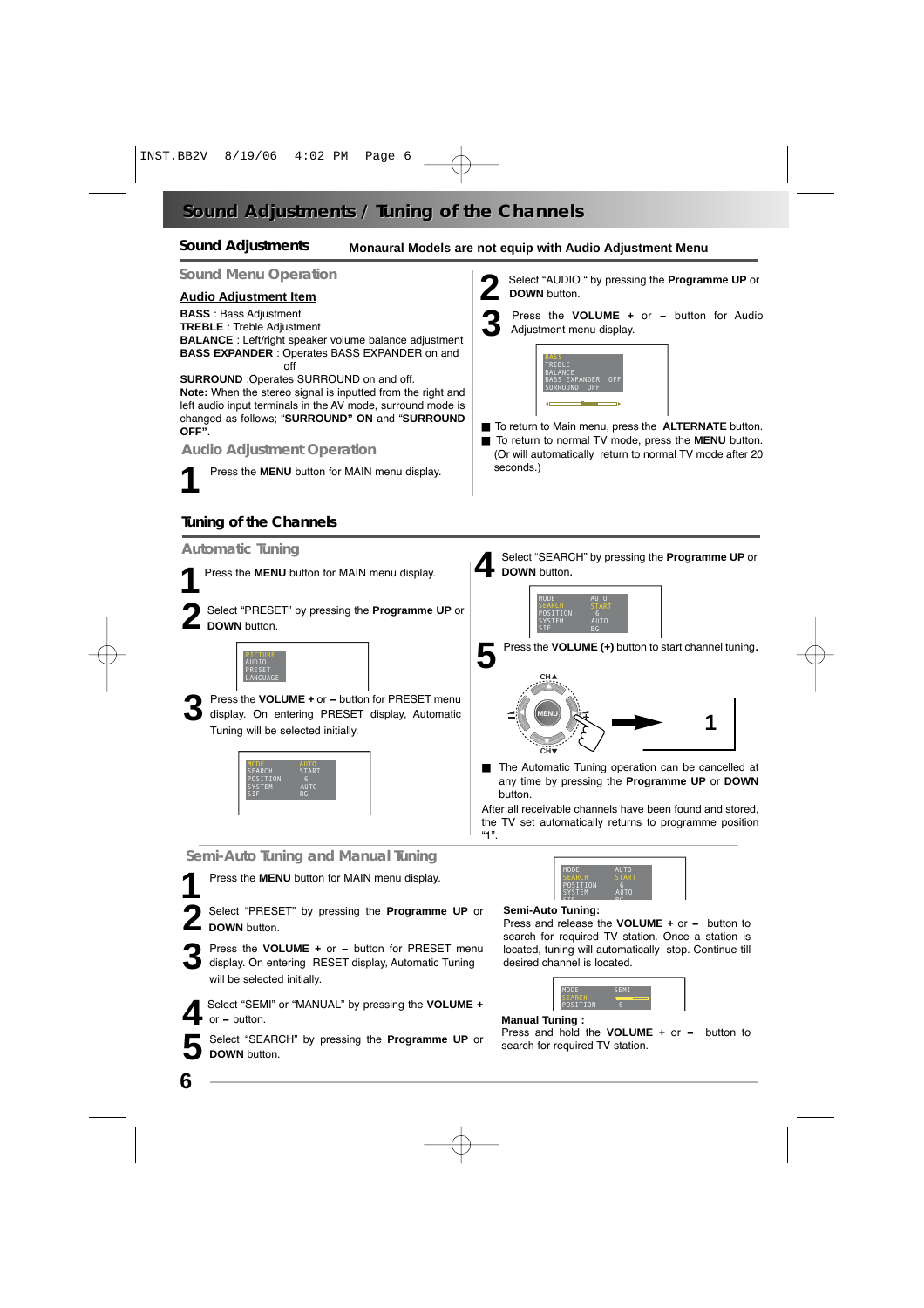# Sound Adjustments / Tuning of the Channels

## Sound Adjustments

**Monaural Models are not equip with Audio Adjustment Menu**

### Sound Menu Operation

**Audio Adjustment Item**

**BASS** : Bass Adjustment
**TREBLE** : Treble Adjustment
**BALANCE** : Left/right speaker volume balance adjustment
**BASS EXPANDER** : Operates BASS EXPANDER on and off

**SURROUND** :Operates SURROUND on and off.
**Note:** When the stereo signal is inputted from the right and left audio input terminals in the AV mode, surround mode is changed as follows; "**SURROUND" ON** and "**SURROUND OFF"**.

### Audio Adjustment Operation

1. Press the **MENU** button for MAIN menu display.
2. Select "AUDIO " by pressing the **Programme UP** or **DOWN** button.
3. Press the **VOLUME +** or **–** button for Audio Adjustment menu display.

```
BASS
TREBLE
BALANCE
BASS EXPANDER  OFF
SURROUND  OFF
```

- To return to Main menu, press the **ALTERNATE** button.
- To return to normal TV mode, press the **MENU** button. (Or will automatically return to normal TV mode after 20 seconds.)

## Tuning of the Channels

### Automatic Tuning

1. Press the **MENU** button for MAIN menu display.
2. Select "PRESET" by pressing the **Programme UP** or **DOWN** button.

```
PICTURE
AUDIO
PRESET
LANGUAGE
```

3. Press the **VOLUME +** or **–** button for PRESET menu display. On entering PRESET display, Automatic Tuning will be selected initially.

```
MODE      AUTO
SEARCH    START
POSITION   6
SYSTEM    AUTO
SIF       BG
```

4. Select "SEARCH" by pressing the **Programme UP** or **DOWN** button.

```
MODE      AUTO
SEARCH    START
POSITION   6
SYSTEM    AUTO
SIF       BG
```

5. Press the **VOLUME (+)** button to start channel tuning.

- The Automatic Tuning operation can be cancelled at any time by pressing the **Programme UP** or **DOWN** button.

After all receivable channels have been found and stored, the TV set automatically returns to programme position "1".

### Semi-Auto Tuning and Manual Tuning

1. Press the **MENU** button for MAIN menu display.
2. Select "PRESET" by pressing the **Programme UP** or **DOWN** button.
3. Press the **VOLUME +** or **–** button for PRESET menu display. On entering RESET display, Automatic Tuning will be selected initially.
4. Select "SEMI" or "MANUAL" by pressing the **VOLUME +** or **–** button.
5. Select "SEARCH" by pressing the **Programme UP** or **DOWN** button.

```
MODE      AUTO
SEARCH    START
POSITION   6
SYSTEM    AUTO
```

**Semi-Auto Tuning:**
Press and release the **VOLUME +** or **–** button to search for required TV station. Once a station is located, tuning will automatically stop. Continue till desired channel is located.

```
MODE      SEMI
SEARCH
POSITION   6
```

**Manual Tuning :**
Press and hold the **VOLUME +** or **–** button to search for required TV station.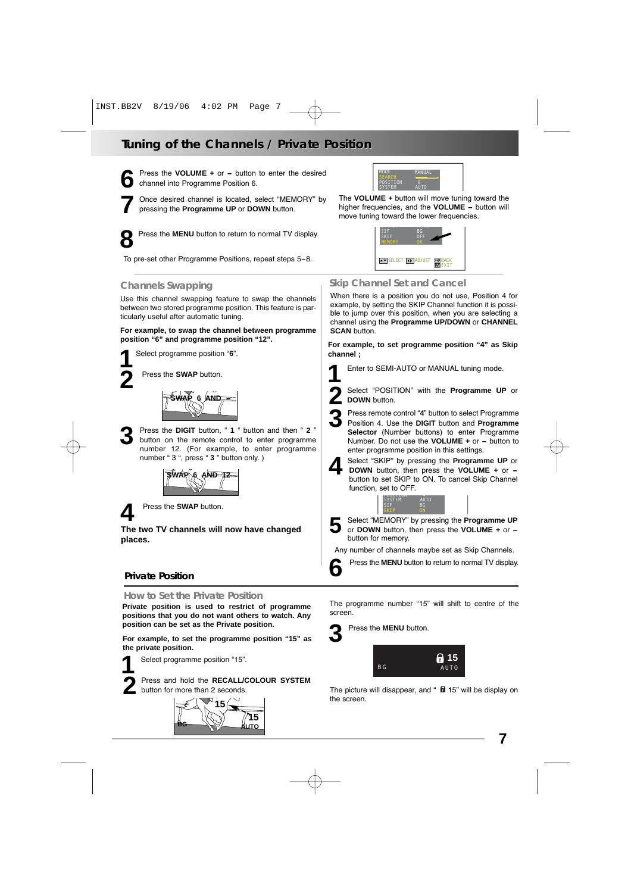# Tuning of the Channels / Private Position

**6** Press the **VOLUME +** or **–** button to enter the desired channel into Programme Position 6.

**7** Once desired channel is located, select "MEMORY" by pressing the **Programme UP** or **DOWN** button.

**8** Press the **MENU** button to return to normal TV display.

To pre-set other Programme Positions, repeat steps 5–8.

The **VOLUME +** button will move tuning toward the higher frequencies, and the **VOLUME –** button will move tuning toward the lower frequencies.

## Channels Swapping

Use this channel swapping feature to swap the channels between two stored programme position. This feature is particularly useful after automatic tuning.

**For example, to swap the channel between programme position "6" and programme position "12".**

**1** Select programme position "**6**".

**2** Press the **SWAP** button.

**3** Press the **DIGIT** button, " **1** " button and then " **2** " button on the remote control to enter programme number 12. (For example, to enter programme number " 3 ", press " **3** " button only. )

**4** Press the **SWAP** button.

**The two TV channels will now have changed places.**

## Skip Channel Set and Cancel

When there is a position you do not use, Position 4 for example, by setting the SKIP Channel function it is possible to jump over this position, when you are selecting a channel using the **Programme UP/DOWN** or **CHANNEL SCAN** button.

**For example, to set programme position "4" as Skip channel ;**

**1** Enter to SEMI-AUTO or MANUAL tuning mode.

**2** Select "POSITION" with the **Programme UP** or **DOWN** button.

**3** Press remote control "**4**" button to select Programme Position 4. Use the **DIGIT** button and **Programme Selector** (Number buttons) to enter Programme Number. Do not use the **VOLUME +** or **–** button to enter programme position in this settings.

**4** Select "SKIP" by pressing the **Programme UP** or **DOWN** button, then press the **VOLUME +** or **–** button to set SKIP to ON. To cancel Skip Channel function, set to OFF.

**5** Select "MEMORY" by pressing the **Programme UP** or **DOWN** button, then press the **VOLUME +** or **–** button for memory.

Any number of channels maybe set as Skip Channels.

**6** Press the **MENU** button to return to normal TV display.

## Private Position

### How to Set the Private Position

**Private position is used to restrict of programme positions that you do not want others to watch. Any position can be set as the Private position.**

**For example, to set the programme position "15" as the private position.**

**1** Select programme position "15".

**2** Press and hold the **RECALL/COLOUR SYSTEM** button for more than 2 seconds.

The programme number "15" will shift to centre of the screen.

**3** Press the **MENU** button.

The picture will disappear, and " 🔒 15" will be display on the screen.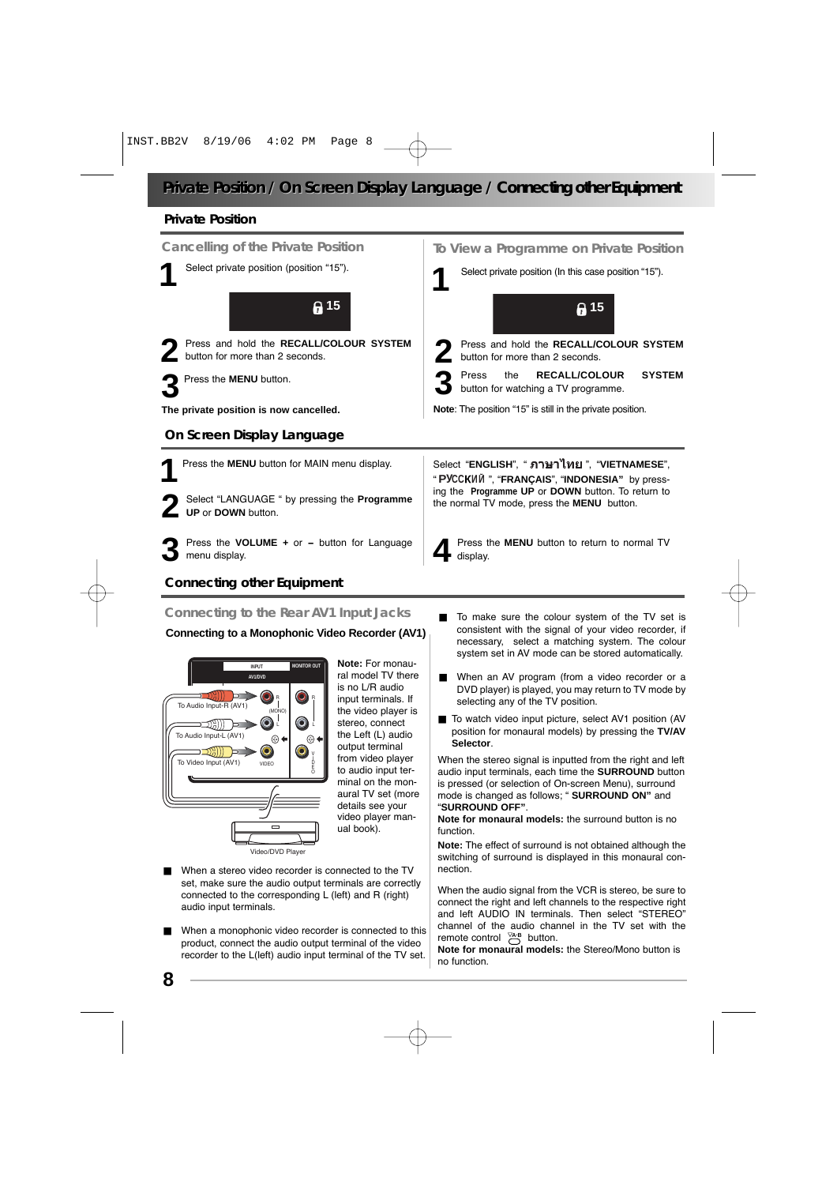# Private Position / On Screen Display Language / Connecting other Equipment

## Private Position

### Cancelling of the Private Position

**1** Select private position (position "15").

15

**2** Press and hold the **RECALL/COLOUR SYSTEM** button for more than 2 seconds.

**3** Press the **MENU** button.

**The private position is now cancelled.**

### To View a Programme on Private Position

**1** Select private position (In this case position "15").

15

**2** Press and hold the **RECALL/COLOUR SYSTEM** button for more than 2 seconds.

**3** Press the **RECALL/COLOUR SYSTEM** button for watching a TV programme.

**Note**: The position "15" is still in the private position.

## On Screen Display Language

**1** Press the **MENU** button for MAIN menu display.

**2** Select "LANGUAGE " by pressing the **Programme UP** or **DOWN** button.

**3** Press the **VOLUME +** or **–** button for Language menu display.

Select "**ENGLISH**", "**ภาษาไทย**", "**VIETNAMESE**", "**РУССКИЙ**", "**FRANÇAIS**", "**INDONESIA"** by pressing the **Programme UP** or **DOWN** button. To return to the normal TV mode, press the **MENU** button.

**4** Press the **MENU** button to return to normal TV display.

## Connecting other Equipment

### Connecting to the Rear AV1 Input Jacks

**Connecting to a Monophonic Video Recorder (AV1)**

INPUT AV1/DVD — MONITOR OUT

To Audio Input-R (AV1) — R (MONO)
To Audio Input-L (AV1) — L
To Video Input (AV1) — VIDEO

Video/DVD Player

**Note:** For monaural model TV there is no L/R audio input terminals. If the video player is stereo, connect the Left (L) audio output terminal from video player to audio input terminal on the monaural TV set (more details see your video player manual book).

- When a stereo video recorder is connected to the TV set, make sure the audio output terminals are correctly connected to the corresponding L (left) and R (right) audio input terminals.
- When a monophonic video recorder is connected to this product, connect the audio output terminal of the video recorder to the L(left) audio input terminal of the TV set.
- To make sure the colour system of the TV set is consistent with the signal of your video recorder, if necessary, select a matching system. The colour system set in AV mode can be stored automatically.
- When an AV program (from a video recorder or a DVD player) is played, you may return to TV mode by selecting any of the TV position.
- To watch video input picture, select AV1 position (AV position for monaural model) by pressing the **TV/AV Selector**.

When the stereo signal is inputted from the right and left audio input terminals, each time the **SURROUND** button is pressed (or selection of On-screen Menu), surround mode is changed as follows; " **SURROUND ON"** and "**SURROUND OFF"**.

**Note for monaural models:** the surround button is no function.

**Note:** The effect of surround is not obtained although the switching of surround is displayed in this monaural connection.

When the audio signal from the VCR is stereo, be sure to connect the right and left channels to the respective right and left AUDIO IN terminals. Then select "STEREO" channel of the audio channel in the TV set with the remote control I/II A-B button.

**Note for monaural models:** the Stereo/Mono button is no function.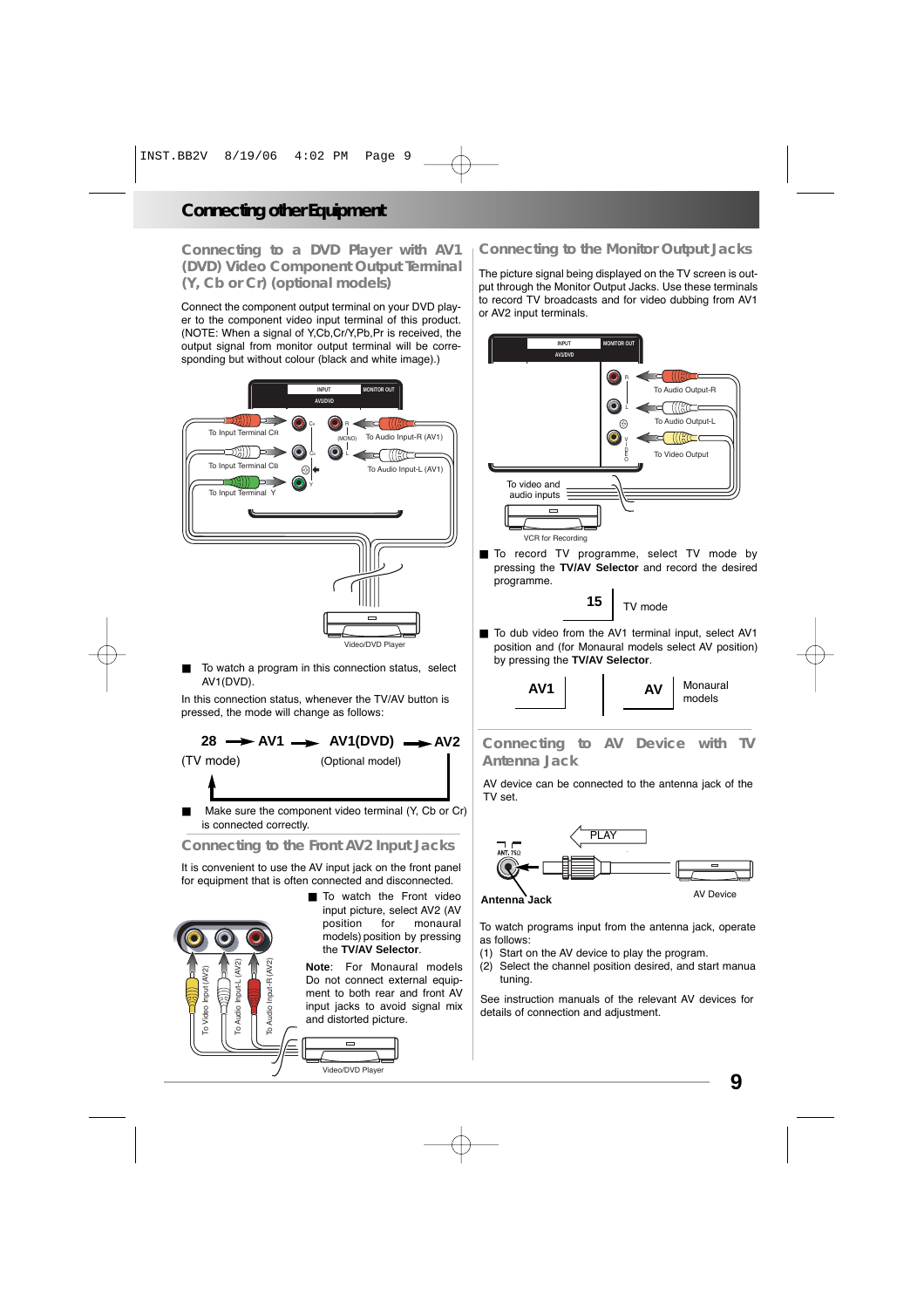# Connecting other Equipment

## Connecting to a DVD Player with AV1 (DVD) Video Component Output Terminal (Y, Cb or Cr) (optional models)

Connect the component output terminal on your DVD player to the component video input terminal of this product. (NOTE: When a signal of Y,Cb,Cr/Y,Pb,Pr is received, the output signal from monitor output terminal will be corresponding but without colour (black and white image).)

- To watch a program in this connection status, select AV1(DVD).

In this connection status, whenever the TV/AV button is pressed, the mode will change as follows:

28 → AV1 → AV1(DVD) → AV2
(TV mode) (Optional model)

- Make sure the component video terminal (Y, Cb or Cr) is connected correctly.

## Connecting to the Front AV2 Input Jacks

It is convenient to use the AV input jack on the front panel for equipment that is often connected and disconnected.

- To watch the Front video input picture, select AV2 (AV position for monaural models) position by pressing the **TV/AV Selector**.

**Note**: For Monaural models Do not connect external equipment to both rear and front AV input jacks to avoid signal mix and distorted picture.

## Connecting to the Monitor Output Jacks

The picture signal being displayed on the TV screen is output through the Monitor Output Jacks. Use these terminals to record TV broadcasts and for video dubbing from AV1 or AV2 input terminals.

- To record TV programme, select TV mode by pressing the **TV/AV Selector** and record the desired programme.

15 | TV mode

- To dub video from the AV1 terminal input, select AV1 position and (for Monaural models select AV position) by pressing the **TV/AV Selector**.

AV1 | AV | Monaural models

## Connecting to AV Device with TV Antenna Jack

AV device can be connected to the antenna jack of the TV set.

To watch programs input from the antenna jack, operate as follows:

(1) Start on the AV device to play the program.
(2) Select the channel position desired, and start manua tuning.

See instruction manuals of the relevant AV devices for details of connection and adjustment.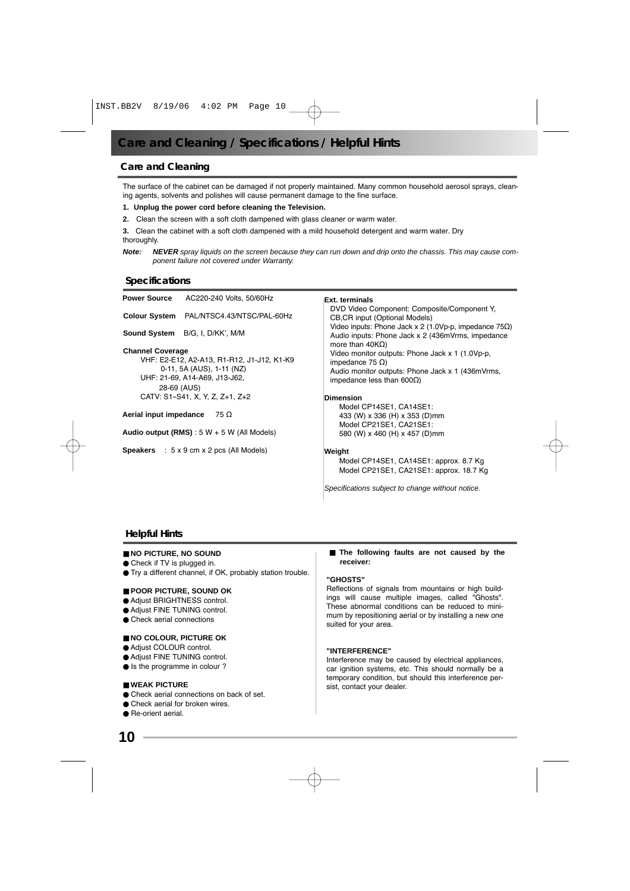# Care and Cleaning / Specifications / Helpful Hints

## Care and Cleaning

The surface of the cabinet can be damaged if not properly maintained. Many common household aerosol sprays, cleaning agents, solvents and polishes will cause permanent damage to the fine surface.

**1. Unplug the power cord before cleaning the Television.**

**2.** Clean the screen with a soft cloth dampened with glass cleaner or warm water.

**3.** Clean the cabinet with a soft cloth dampened with a mild household detergent and warm water. Dry thoroughly.

***Note:*** ***NEVER*** *spray liquids on the screen because they can run down and drip onto the chassis. This may cause component failure not covered under Warranty.*

## Specifications

**Power Source** AC220-240 Volts, 50/60Hz

**Colour System** PAL/NTSC4.43/NTSC/PAL-60Hz

**Sound System** B/G, I, D/KK', M/M

**Channel Coverage**
VHF: E2-E12, A2-A13, R1-R12, J1-J12, K1-K9
0-11, 5A (AUS), 1-11 (NZ)
UHF: 21-69, A14-A69, J13-J62,
28-69 (AUS)
CATV: S1–S41, X, Y, Z, Z+1, Z+2

**Aerial input impedance** 75 Ω

**Audio output (RMS)** : 5 W + 5 W (All Models)

**Speakers** : 5 x 9 cm x 2 pcs (All Models)

**Ext. terminals**
DVD Video Component: Composite/Component Y, CB,CR input (Optional Models)
Video inputs: Phone Jack x 2 (1.0Vp-p, impedance 75Ω)
Audio inputs: Phone Jack x 2 (436mVrms, impedance more than 40KΩ)
Video monitor outputs: Phone Jack x 1 (1.0Vp-p, impedance 75 Ω)
Audio monitor outputs: Phone Jack x 1 (436mVrms, impedance less than 600Ω)

**Dimension**
Model CP14SE1, CA14SE1:
433 (W) x 336 (H) x 353 (D)mm
Model CP21SE1, CA21SE1:
580 (W) x 460 (H) x 457 (D)mm

**Weight**
Model CP14SE1, CA14SE1: approx. 8.7 Kg
Model CP21SE1, CA21SE1: approx. 18.7 Kg

*Specifications subject to change without notice.*

## Helpful Hints

**■ NO PICTURE, NO SOUND**
- Check if TV is plugged in.
- Try a different channel, if OK, probably station trouble.

**■ POOR PICTURE, SOUND OK**
- Adjust BRIGHTNESS control.
- Adjust FINE TUNING control.
- Check aerial connections

**■ NO COLOUR, PICTURE OK**
- Adjust COLOUR control.
- Adjust FINE TUNING control.
- Is the programme in colour ?

**■ WEAK PICTURE**
- Check aerial connections on back of set.
- Check aerial for broken wires.
- Re-orient aerial.

**■ The following faults are not caused by the receiver:**

**"GHOSTS"**
Reflections of signals from mountains or high buildings will cause multiple images, called "Ghosts". These abnormal conditions can be reduced to minimum by repositioning aerial or by installing a new one suited for your area.

**"INTERFERENCE"**
Interference may be caused by electrical appliances, car ignition systems, etc. This should normally be a temporary condition, but should this interference persist, contact your dealer.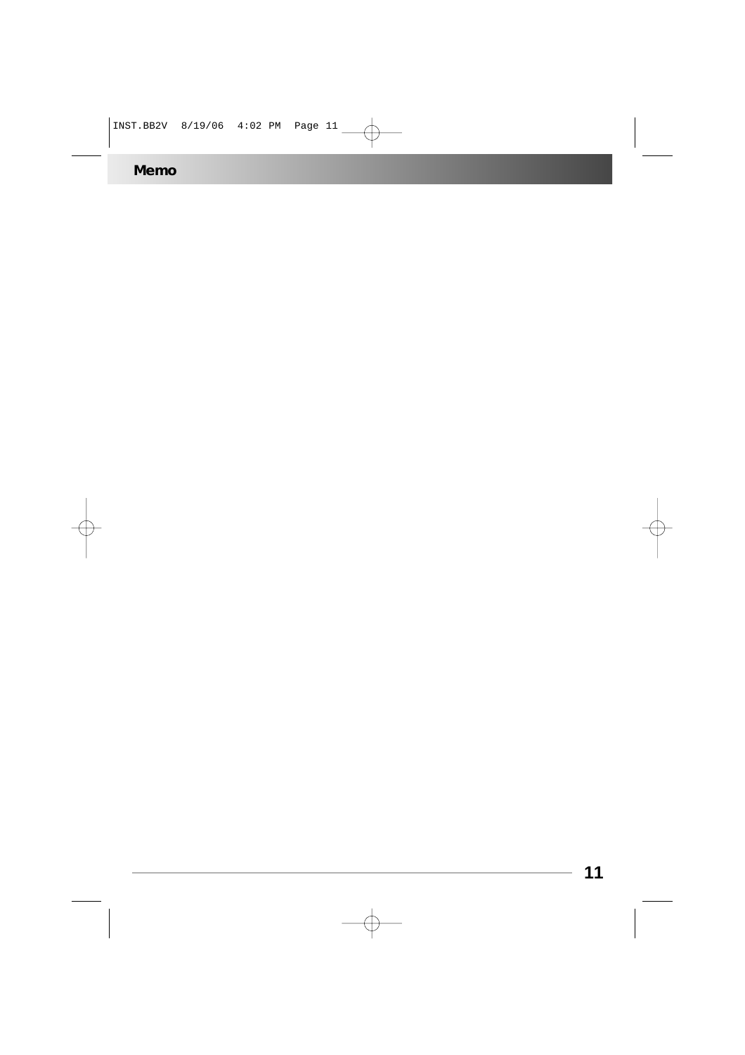## Memo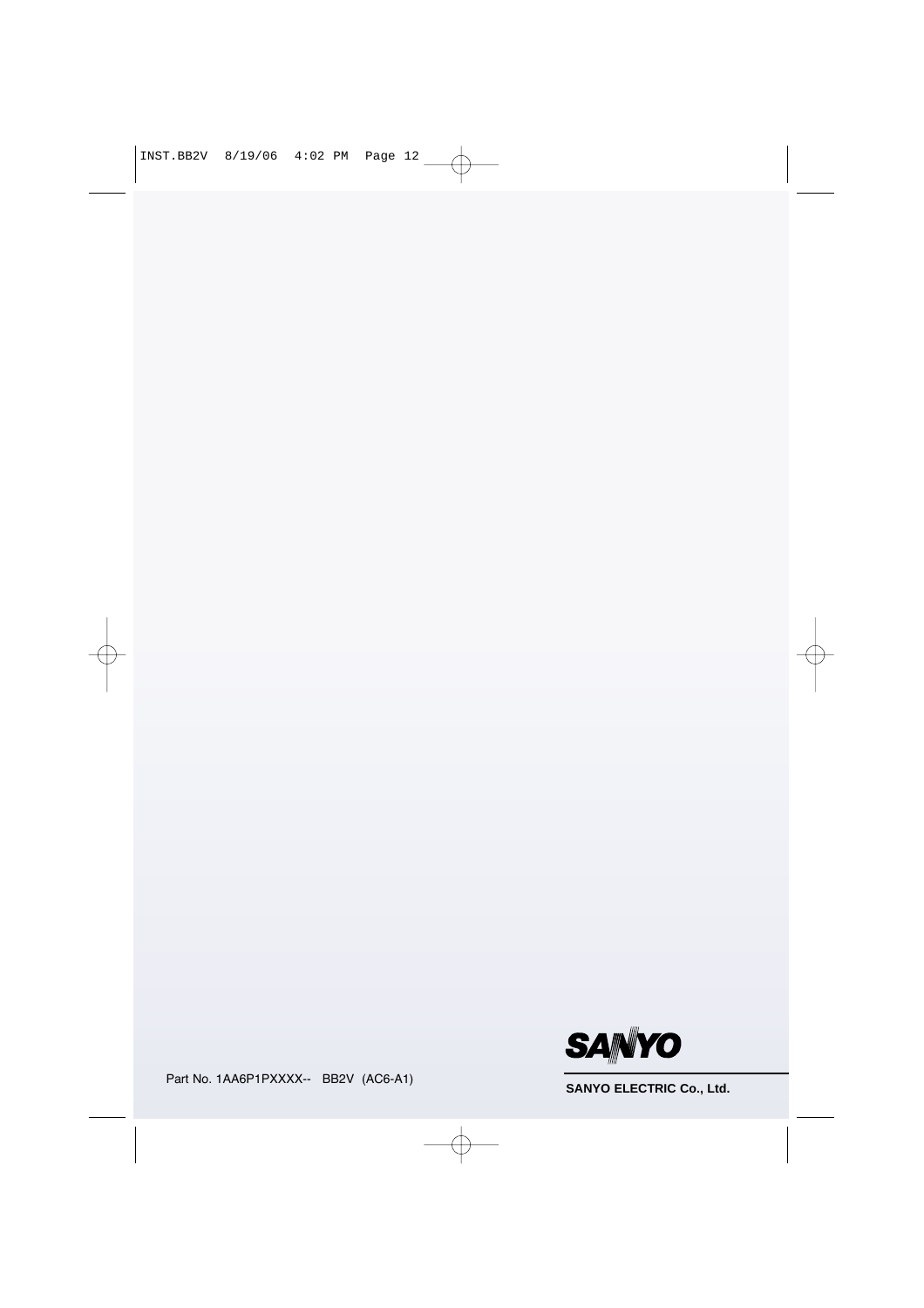SANYO

Part No. 1AA6P1PXXXX-- BB2V (AC6-A1)

**SANYO ELECTRIC Co., Ltd.**